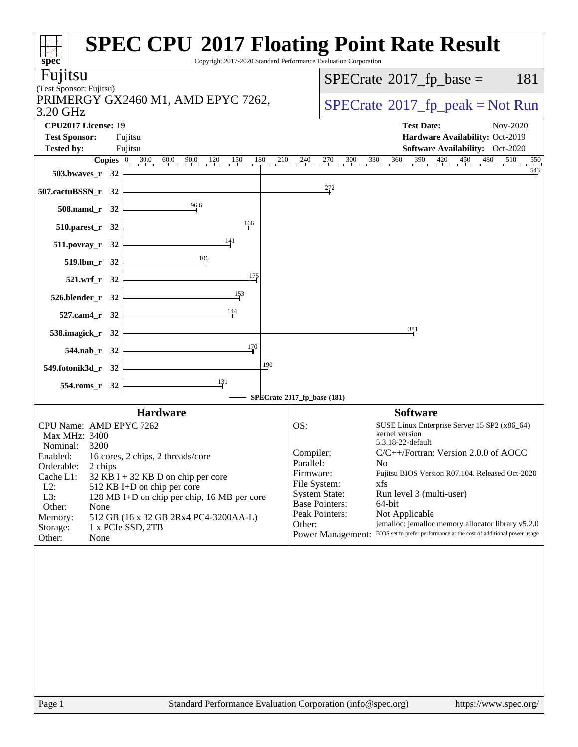# SPEC CPU 2017 Floating Point Rate Result

Copyright 2017-2020 Standard Performance Evaluation Corporation

**Fujitsu**
(Test Sponsor: Fujitsu)
PRIMERGY GX2460 M1, AMD EPYC 7262, 3.20 GHz

SPECrate 2017_fp_base = 181

SPECrate 2017_fp_peak = Not Run

| | | | |
|---|---|---|---|
| **CPU2017 License:** | 19 | **Test Date:** | Nov-2020 |
| **Test Sponsor:** | Fujitsu | **Hardware Availability:** | Oct-2019 |
| **Tested by:** | Fujitsu | **Software Availability:** | Oct-2020 |

| Benchmark | Copies | Base Ratio |
|---|---|---|
| 503.bwaves_r | 32 | 543 |
| 507.cactuBSSN_r | 32 | 272 |
| 508.namd_r | 32 | 96.6 |
| 510.parest_r | 32 | 166 |
| 511.povray_r | 32 | 141 |
| 519.lbm_r | 32 | 106 |
| 521.wrf_r | 32 | 175 |
| 526.blender_r | 32 | 153 |
| 527.cam4_r | 32 | 144 |
| 538.imagick_r | 32 | 381 |
| 544.nab_r | 32 | 170 |
| 549.fotonik3d_r | 32 | 190 |
| 554.roms_r | 32 | 131 |

SPECrate 2017_fp_base (181)

## Hardware

| | |
|---|---|
| CPU Name: | AMD EPYC 7262 |
| Max MHz: | 3400 |
| Nominal: | 3200 |
| Enabled: | 16 cores, 2 chips, 2 threads/core |
| Orderable: | 2 chips |
| Cache L1: | 32 KB I + 32 KB D on chip per core |
| L2: | 512 KB I+D on chip per core |
| L3: | 128 MB I+D on chip per chip, 16 MB per core |
| Other: | None |
| Memory: | 512 GB (16 x 32 GB 2Rx4 PC4-3200AA-L) |
| Storage: | 1 x PCIe SSD, 2TB |
| Other: | None |

## Software

| | |
|---|---|
| OS: | SUSE Linux Enterprise Server 15 SP2 (x86_64) kernel version 5.3.18-22-default |
| Compiler: | C/C++/Fortran: Version 2.0.0 of AOCC |
| Parallel: | No |
| Firmware: | Fujitsu BIOS Version R07.104. Released Oct-2020 |
| File System: | xfs |
| System State: | Run level 3 (multi-user) |
| Base Pointers: | 64-bit |
| Peak Pointers: | Not Applicable |
| Other: | jemalloc: jemalloc memory allocator library v5.2.0 |
| Power Management: | BIOS set to prefer performance at the cost of additional power usage |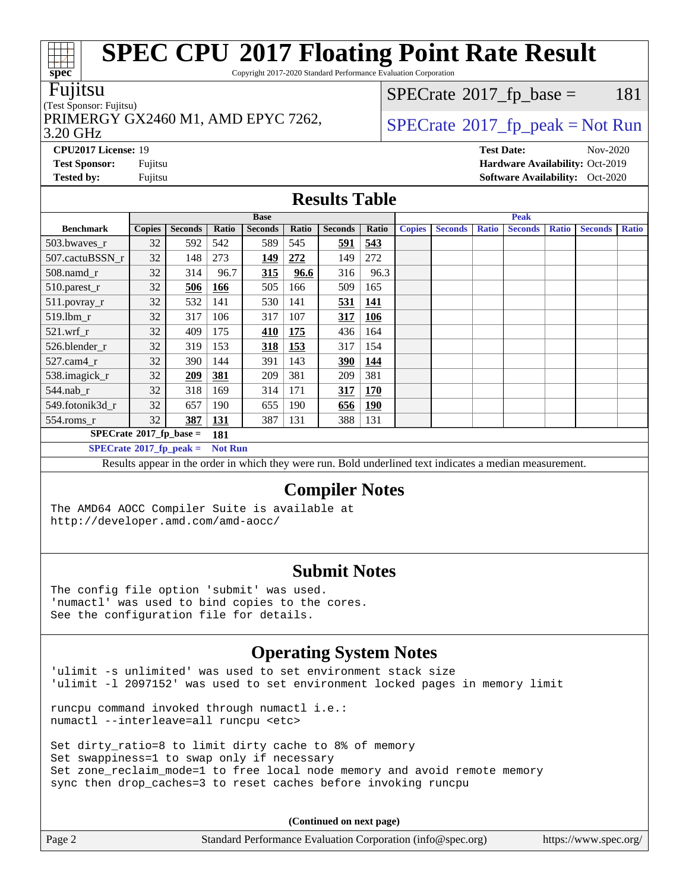# SPEC CPU 2017 Floating Point Rate Result

Copyright 2017-2020 Standard Performance Evaluation Corporation

Fujitsu
(Test Sponsor: Fujitsu)
PRIMERGY GX2460 M1, AMD EPYC 7262, 3.20 GHz

SPECrate 2017_fp_base = 181

SPECrate 2017_fp_peak = Not Run

**CPU2017 License:** 19
**Test Sponsor:** Fujitsu
**Tested by:** Fujitsu

**Test Date:** Nov-2020
**Hardware Availability:** Oct-2019
**Software Availability:** Oct-2020

## Results Table

| Benchmark | Base | | | | | | | Peak | | | | | | |
|---|---|---|---|---|---|---|---|---|---|---|---|---|---|---|
| | Copies | Seconds | Ratio | Seconds | Ratio | Seconds | Ratio | Copies | Seconds | Ratio | Seconds | Ratio | Seconds | Ratio |
| 503.bwaves_r | 32 | 592 | 542 | 589 | 545 | **591** | **543** | | | | | | | |
| 507.cactuBSSN_r | 32 | 148 | 273 | **149** | **272** | 149 | 272 | | | | | | | |
| 508.namd_r | 32 | 314 | 96.7 | **315** | **96.6** | 316 | 96.3 | | | | | | | |
| 510.parest_r | 32 | **506** | **166** | 505 | 166 | 509 | 165 | | | | | | | |
| 511.povray_r | 32 | 532 | 141 | 530 | 141 | **531** | **141** | | | | | | | |
| 519.lbm_r | 32 | 317 | 106 | 317 | 107 | **317** | **106** | | | | | | | |
| 521.wrf_r | 32 | 409 | 175 | **410** | **175** | 436 | 164 | | | | | | | |
| 526.blender_r | 32 | 319 | 153 | **318** | **153** | 317 | 154 | | | | | | | |
| 527.cam4_r | 32 | 390 | 144 | 391 | 143 | **390** | **144** | | | | | | | |
| 538.imagick_r | 32 | **209** | **381** | 209 | 381 | 209 | 381 | | | | | | | |
| 544.nab_r | 32 | 318 | 169 | 314 | 171 | **317** | **170** | | | | | | | |
| 549.fotonik3d_r | 32 | 657 | 190 | 655 | 190 | **656** | **190** | | | | | | | |
| 554.roms_r | 32 | **387** | **131** | 387 | 131 | 388 | 131 | | | | | | | |

**SPECrate 2017_fp_base = 181**

**SPECrate 2017_fp_peak = Not Run**

Results appear in the order in which they were run. Bold underlined text indicates a median measurement.

## Compiler Notes

```
The AMD64 AOCC Compiler Suite is available at
http://developer.amd.com/amd-aocc/
```

## Submit Notes

```
The config file option 'submit' was used.
'numactl' was used to bind copies to the cores.
See the configuration file for details.
```

## Operating System Notes

```
'ulimit -s unlimited' was used to set environment stack size
'ulimit -l 2097152' was used to set environment locked pages in memory limit

runcpu command invoked through numactl i.e.:
numactl --interleave=all runcpu <etc>

Set dirty_ratio=8 to limit dirty cache to 8% of memory
Set swappiness=1 to swap only if necessary
Set zone_reclaim_mode=1 to free local node memory and avoid remote memory
sync then drop_caches=3 to reset caches before invoking runcpu
```

**(Continued on next page)**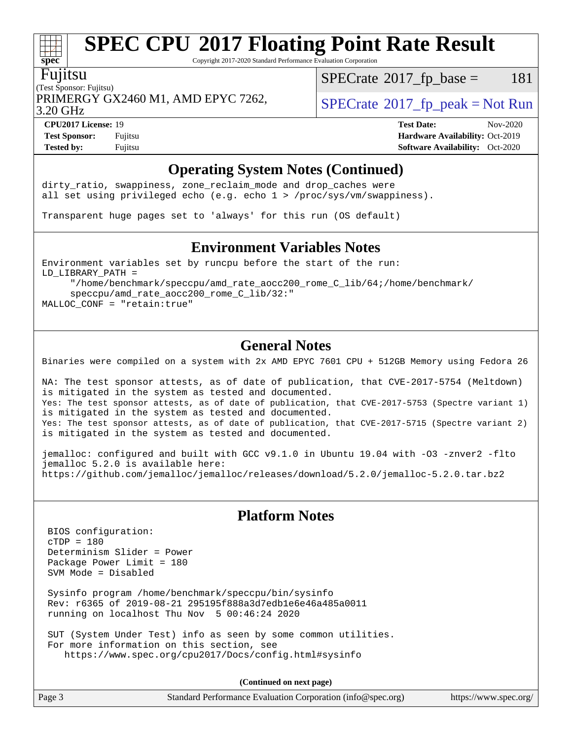# SPEC CPU 2017 Floating Point Rate Result

Copyright 2017-2020 Standard Performance Evaluation Corporation

Fujitsu
(Test Sponsor: Fujitsu)
PRIMERGY GX2460 M1, AMD EPYC 7262, 3.20 GHz

SPECrate 2017_fp_base = 181
SPECrate 2017_fp_peak = Not Run

**CPU2017 License:** 19
**Test Sponsor:** Fujitsu
**Tested by:** Fujitsu
**Test Date:** Nov-2020
**Hardware Availability:** Oct-2019
**Software Availability:** Oct-2020

## Operating System Notes (Continued)

```
dirty_ratio, swappiness, zone_reclaim_mode and drop_caches were
all set using privileged echo (e.g. echo 1 > /proc/sys/vm/swappiness).

Transparent huge pages set to 'always' for this run (OS default)
```

## Environment Variables Notes

```
Environment variables set by runcpu before the start of the run:
LD_LIBRARY_PATH =
     "/home/benchmark/speccpu/amd_rate_aocc200_rome_C_lib/64;/home/benchmark/
     speccpu/amd_rate_aocc200_rome_C_lib/32:"
MALLOC_CONF = "retain:true"
```

## General Notes

```
Binaries were compiled on a system with 2x AMD EPYC 7601 CPU + 512GB Memory using Fedora 26

NA: The test sponsor attests, as of date of publication, that CVE-2017-5754 (Meltdown)
is mitigated in the system as tested and documented.
Yes: The test sponsor attests, as of date of publication, that CVE-2017-5753 (Spectre variant 1)
is mitigated in the system as tested and documented.
Yes: The test sponsor attests, as of date of publication, that CVE-2017-5715 (Spectre variant 2)
is mitigated in the system as tested and documented.

jemalloc: configured and built with GCC v9.1.0 in Ubuntu 19.04 with -O3 -znver2 -flto
jemalloc 5.2.0 is available here:
https://github.com/jemalloc/jemalloc/releases/download/5.2.0/jemalloc-5.2.0.tar.bz2
```

## Platform Notes

```
BIOS configuration:
cTDP = 180
Determinism Slider = Power
Package Power Limit = 180
SVM Mode = Disabled

Sysinfo program /home/benchmark/speccpu/bin/sysinfo
Rev: r6365 of 2019-08-21 295195f888a3d7edb1e6e46a485a0011
running on localhost Thu Nov  5 00:46:24 2020

SUT (System Under Test) info as seen by some common utilities.
For more information on this section, see
   https://www.spec.org/cpu2017/Docs/config.html#sysinfo
```

**(Continued on next page)**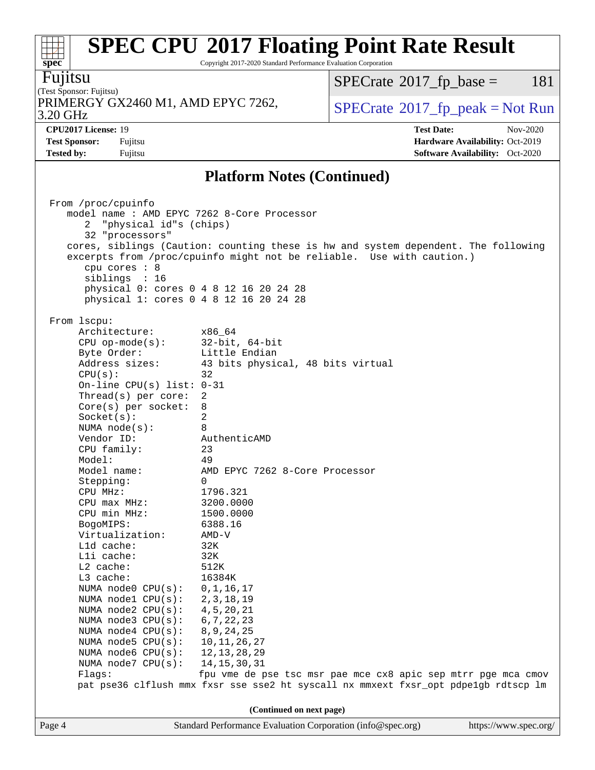## Platform Notes (Continued)

```
From /proc/cpuinfo
   model name : AMD EPYC 7262 8-Core Processor
      2  "physical id"s (chips)
      32 "processors"
   cores, siblings (Caution: counting these is hw and system dependent. The following
   excerpts from /proc/cpuinfo might not be reliable.  Use with caution.)
      cpu cores : 8
      siblings  : 16
      physical 0: cores 0 4 8 12 16 20 24 28
      physical 1: cores 0 4 8 12 16 20 24 28

From lscpu:
     Architecture:        x86_64
     CPU op-mode(s):      32-bit, 64-bit
     Byte Order:          Little Endian
     Address sizes:       43 bits physical, 48 bits virtual
     CPU(s):              32
     On-line CPU(s) list: 0-31
     Thread(s) per core:  2
     Core(s) per socket:  8
     Socket(s):           2
     NUMA node(s):        8
     Vendor ID:           AuthenticAMD
     CPU family:          23
     Model:               49
     Model name:          AMD EPYC 7262 8-Core Processor
     Stepping:            0
     CPU MHz:             1796.321
     CPU max MHz:         3200.0000
     CPU min MHz:         1500.0000
     BogoMIPS:            6388.16
     Virtualization:      AMD-V
     L1d cache:           32K
     L1i cache:           32K
     L2 cache:            512K
     L3 cache:            16384K
     NUMA node0 CPU(s):   0,1,16,17
     NUMA node1 CPU(s):   2,3,18,19
     NUMA node2 CPU(s):   4,5,20,21
     NUMA node3 CPU(s):   6,7,22,23
     NUMA node4 CPU(s):   8,9,24,25
     NUMA node5 CPU(s):   10,11,26,27
     NUMA node6 CPU(s):   12,13,28,29
     NUMA node7 CPU(s):   14,15,30,31
     Flags:               fpu vme de pse tsc msr pae mce cx8 apic sep mtrr pge mca cmov
     pat pse36 clflush mmx fxsr sse sse2 ht syscall nx mmxext fxsr_opt pdpe1gb rdtscp lm
```

**(Continued on next page)**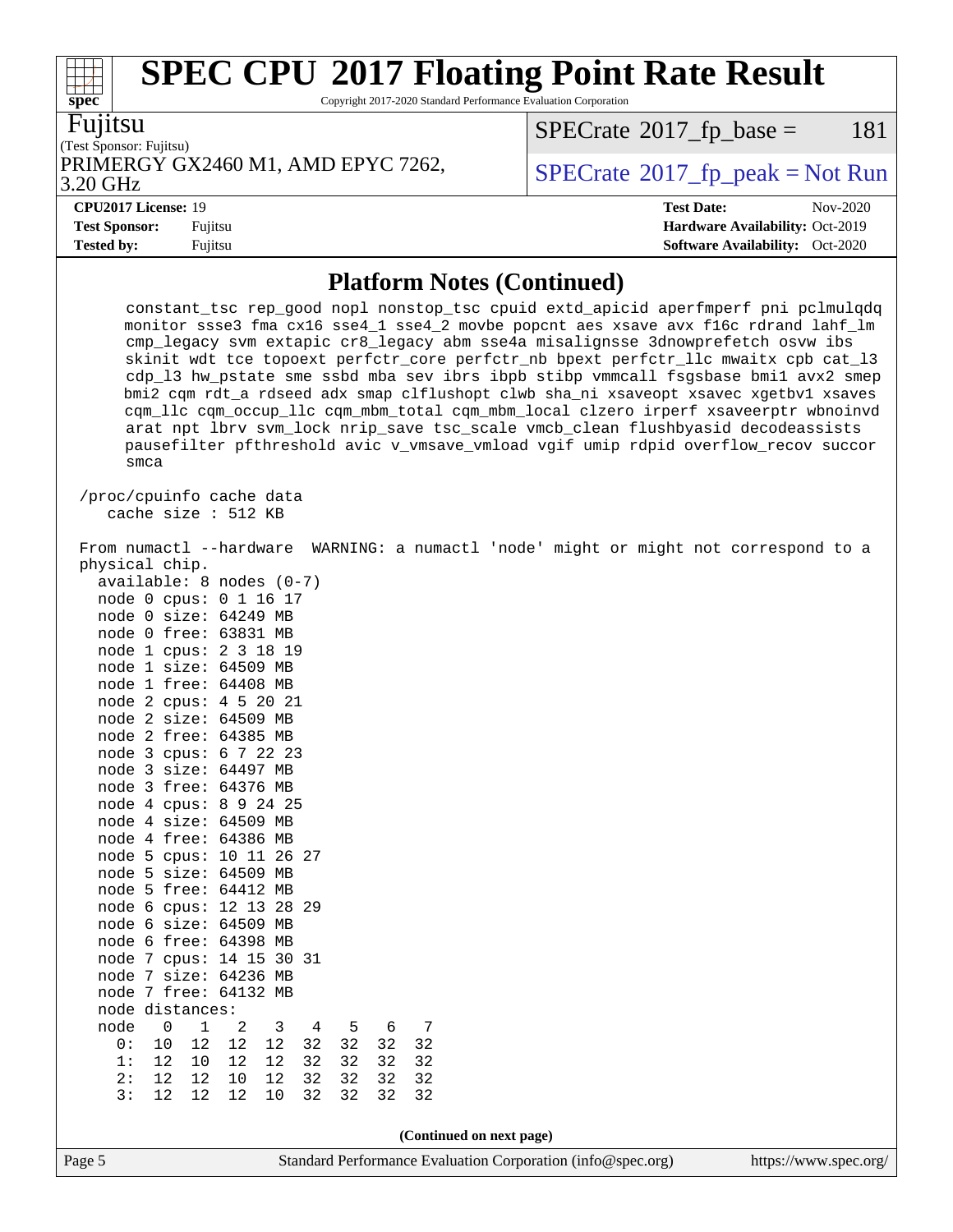# SPEC CPU 2017 Floating Point Rate Result

Copyright 2017-2020 Standard Performance Evaluation Corporation

Fujitsu
(Test Sponsor: Fujitsu)
PRIMERGY GX2460 M1, AMD EPYC 7262, 3.20 GHz

SPECrate 2017_fp_base = 181

SPECrate 2017_fp_peak = Not Run

**CPU2017 License:** 19
**Test Sponsor:** Fujitsu
**Tested by:** Fujitsu

**Test Date:** Nov-2020
**Hardware Availability:** Oct-2019
**Software Availability:** Oct-2020

## Platform Notes (Continued)

```
      constant_tsc rep_good nopl nonstop_tsc cpuid extd_apicid aperfmperf pni pclmulqdq
      monitor ssse3 fma cx16 sse4_1 sse4_2 movbe popcnt aes xsave avx f16c rdrand lahf_lm
      cmp_legacy svm extapic cr8_legacy abm sse4a misalignsse 3dnowprefetch osvw ibs
      skinit wdt tce topoext perfctr_core perfctr_nb bpext perfctr_llc mwaitx cpb cat_l3
      cdp_l3 hw_pstate sme ssbd mba sev ibrs ibpb stibp vmmcall fsgsbase bmi1 avx2 smep
      bmi2 cqm rdt_a rdseed adx smap clflushopt clwb sha_ni xsaveopt xsavec xgetbv1 xsaves
      cqm_llc cqm_occup_llc cqm_mbm_total cqm_mbm_local clzero irperf xsaveerptr wbnoinvd
      arat npt lbrv svm_lock nrip_save tsc_scale vmcb_clean flushbyasid decodeassists
      pausefilter pfthreshold avic v_vmsave_vmload vgif umip rdpid overflow_recov succor
      smca

 /proc/cpuinfo cache data
    cache size : 512 KB

 From numactl --hardware  WARNING: a numactl 'node' might or might not correspond to a
 physical chip.
   available: 8 nodes (0-7)
   node 0 cpus: 0 1 16 17
   node 0 size: 64249 MB
   node 0 free: 63831 MB
   node 1 cpus: 2 3 18 19
   node 1 size: 64509 MB
   node 1 free: 64408 MB
   node 2 cpus: 4 5 20 21
   node 2 size: 64509 MB
   node 2 free: 64385 MB
   node 3 cpus: 6 7 22 23
   node 3 size: 64497 MB
   node 3 free: 64376 MB
   node 4 cpus: 8 9 24 25
   node 4 size: 64509 MB
   node 4 free: 64386 MB
   node 5 cpus: 10 11 26 27
   node 5 size: 64509 MB
   node 5 free: 64412 MB
   node 6 cpus: 12 13 28 29
   node 6 size: 64509 MB
   node 6 free: 64398 MB
   node 7 cpus: 14 15 30 31
   node 7 size: 64236 MB
   node 7 free: 64132 MB
   node distances:
   node   0   1   2   3   4   5   6   7
     0:  10  12  12  12  32  32  32  32
     1:  12  10  12  12  32  32  32  32
     2:  12  12  10  12  32  32  32  32
     3:  12  12  12  10  32  32  32  32
```

(Continued on next page)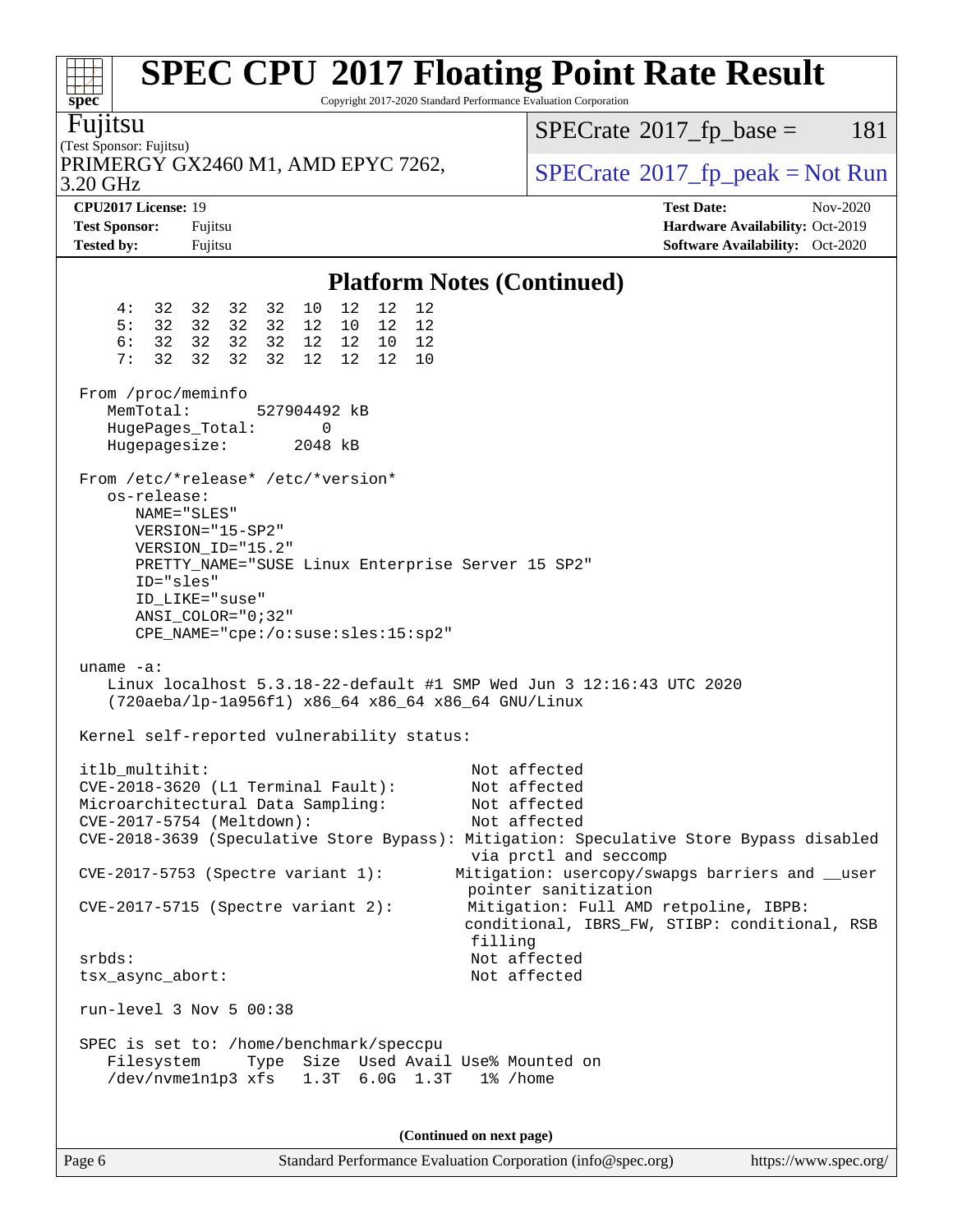# SPEC CPU 2017 Floating Point Rate Result

Copyright 2017-2020 Standard Performance Evaluation Corporation

**Fujitsu**
(Test Sponsor: Fujitsu)
PRIMERGY GX2460 M1, AMD EPYC 7262, 3.20 GHz

SPECrate 2017_fp_base = 181
SPECrate 2017_fp_peak = Not Run

**CPU2017 License:** 19
**Test Sponsor:** Fujitsu
**Tested by:** Fujitsu
**Test Date:** Nov-2020
**Hardware Availability:** Oct-2019
**Software Availability:** Oct-2020

## Platform Notes (Continued)

```
     4:  32  32  32  32  10  12  12  12
     5:  32  32  32  32  12  10  12  12
     6:  32  32  32  32  12  12  10  12
     7:  32  32  32  32  12  12  12  10

 From /proc/meminfo
    MemTotal:       527904492 kB
    HugePages_Total:       0
    Hugepagesize:       2048 kB

 From /etc/*release* /etc/*version*
    os-release:
       NAME="SLES"
       VERSION="15-SP2"
       VERSION_ID="15.2"
       PRETTY_NAME="SUSE Linux Enterprise Server 15 SP2"
       ID="sles"
       ID_LIKE="suse"
       ANSI_COLOR="0;32"
       CPE_NAME="cpe:/o:suse:sles:15:sp2"

 uname -a:
    Linux localhost 5.3.18-22-default #1 SMP Wed Jun 3 12:16:43 UTC 2020
    (720aeba/lp-1a956f1) x86_64 x86_64 x86_64 GNU/Linux

 Kernel self-reported vulnerability status:

 itlb_multihit:                                         Not affected
 CVE-2018-3620 (L1 Terminal Fault):                     Not affected
 Microarchitectural Data Sampling:                      Not affected
 CVE-2017-5754 (Meltdown):                              Not affected
 CVE-2018-3639 (Speculative Store Bypass): Mitigation: Speculative Store Bypass disabled
                                                        via prctl and seccomp
 CVE-2017-5753 (Spectre variant 1):                    Mitigation: usercopy/swapgs barriers and __user
                                                        pointer sanitization
 CVE-2017-5715 (Spectre variant 2):                    Mitigation: Full AMD retpoline, IBPB:
                                                        conditional, IBRS_FW, STIBP: conditional, RSB
                                                        filling
 srbds:                                                 Not affected
 tsx_async_abort:                                       Not affected

 run-level 3 Nov 5 00:38

 SPEC is set to: /home/benchmark/speccpu
    Filesystem      Type  Size  Used Avail Use% Mounted on
    /dev/nvme1n1p3 xfs   1.3T  6.0G  1.3T   1% /home
```

(Continued on next page)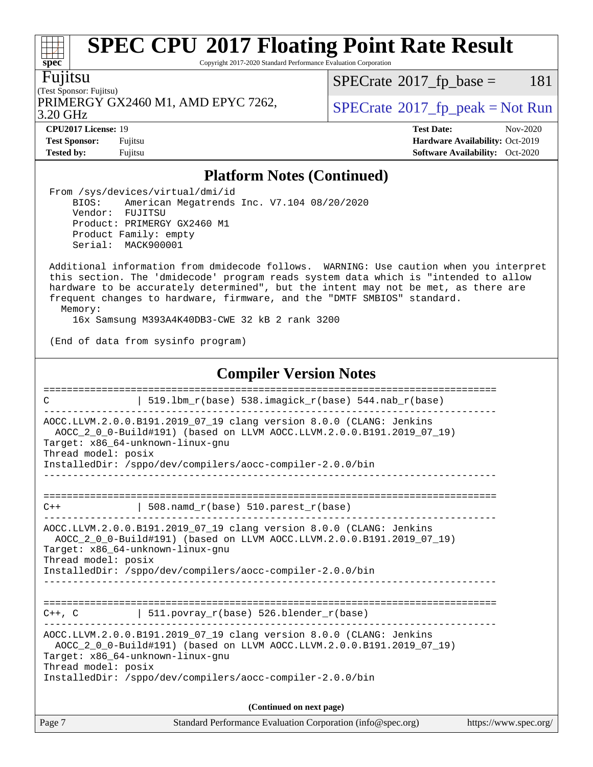## Platform Notes (Continued)

```
From /sys/devices/virtual/dmi/id
    BIOS:    American Megatrends Inc. V7.104 08/20/2020
    Vendor:  FUJITSU
    Product: PRIMERGY GX2460 M1
    Product Family: empty
    Serial:  MACK900001

Additional information from dmidecode follows.  WARNING: Use caution when you interpret
this section. The 'dmidecode' program reads system data which is "intended to allow
hardware to be accurately determined", but the intent may not be met, as there are
frequent changes to hardware, firmware, and the "DMTF SMBIOS" standard.
  Memory:
    16x Samsung M393A4K40DB3-CWE 32 kB 2 rank 3200

(End of data from sysinfo program)
```

## Compiler Version Notes

```
==============================================================================
C               | 519.lbm_r(base) 538.imagick_r(base) 544.nab_r(base)
------------------------------------------------------------------------------
AOCC.LLVM.2.0.0.B191.2019_07_19 clang version 8.0.0 (CLANG: Jenkins
  AOCC_2_0_0-Build#191) (based on LLVM AOCC.LLVM.2.0.0.B191.2019_07_19)
Target: x86_64-unknown-linux-gnu
Thread model: posix
InstalledDir: /sppo/dev/compilers/aocc-compiler-2.0.0/bin
------------------------------------------------------------------------------

==============================================================================
C++             | 508.namd_r(base) 510.parest_r(base)
------------------------------------------------------------------------------
AOCC.LLVM.2.0.0.B191.2019_07_19 clang version 8.0.0 (CLANG: Jenkins
  AOCC_2_0_0-Build#191) (based on LLVM AOCC.LLVM.2.0.0.B191.2019_07_19)
Target: x86_64-unknown-linux-gnu
Thread model: posix
InstalledDir: /sppo/dev/compilers/aocc-compiler-2.0.0/bin
------------------------------------------------------------------------------

==============================================================================
C++, C          | 511.povray_r(base) 526.blender_r(base)
------------------------------------------------------------------------------
AOCC.LLVM.2.0.0.B191.2019_07_19 clang version 8.0.0 (CLANG: Jenkins
  AOCC_2_0_0-Build#191) (based on LLVM AOCC.LLVM.2.0.0.B191.2019_07_19)
Target: x86_64-unknown-linux-gnu
Thread model: posix
InstalledDir: /sppo/dev/compilers/aocc-compiler-2.0.0/bin
```

**(Continued on next page)**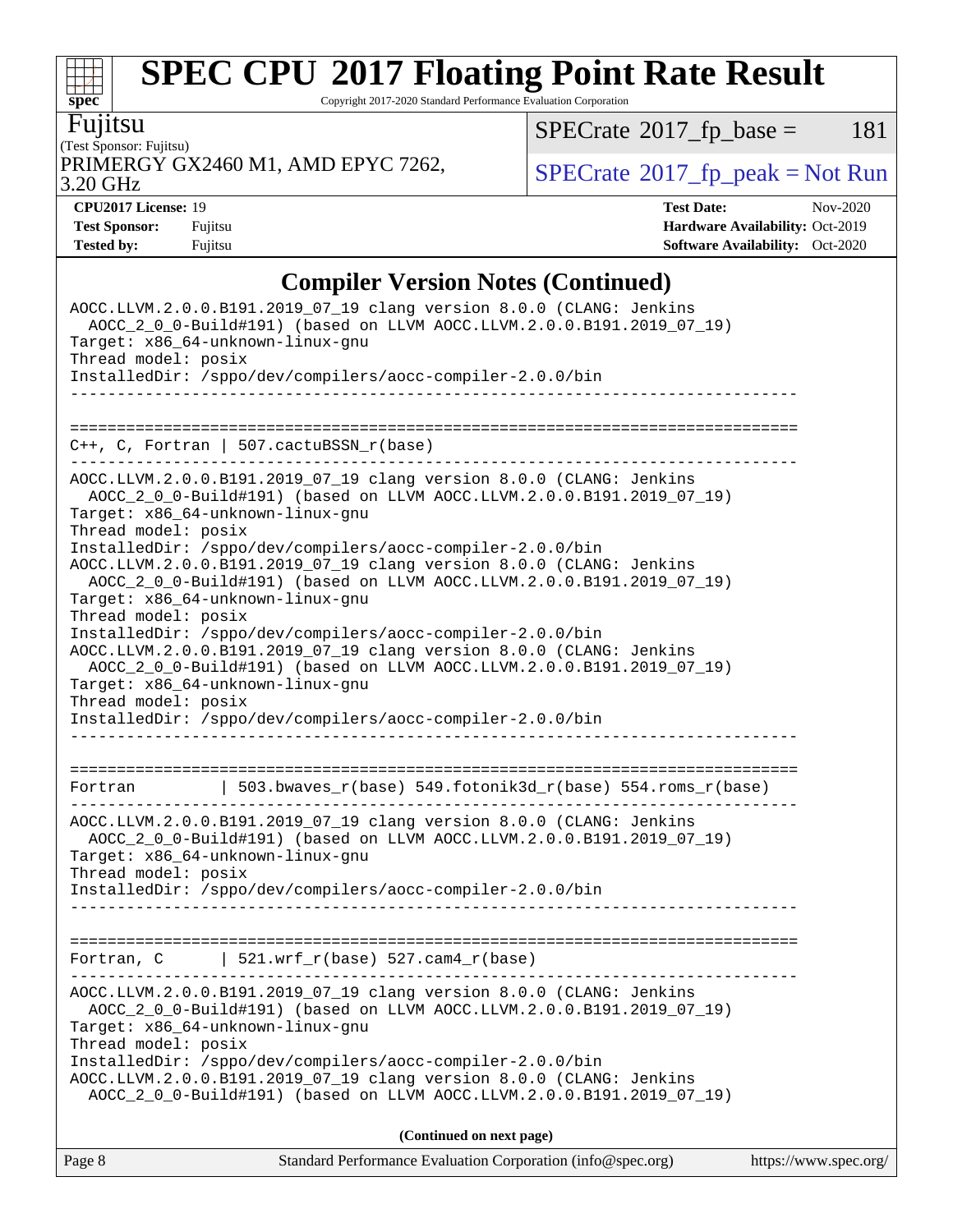# SPEC CPU 2017 Floating Point Rate Result

Copyright 2017-2020 Standard Performance Evaluation Corporation

**Fujitsu**
(Test Sponsor: Fujitsu)
PRIMERGY GX2460 M1, AMD EPYC 7262, 3.20 GHz

SPECrate 2017_fp_base = 181
SPECrate 2017_fp_peak = Not Run

| | | | |
|---|---|---|---|
| **CPU2017 License:** | 19 | **Test Date:** | Nov-2020 |
| **Test Sponsor:** | Fujitsu | **Hardware Availability:** | Oct-2019 |
| **Tested by:** | Fujitsu | **Software Availability:** | Oct-2020 |

## Compiler Version Notes (Continued)

```
AOCC.LLVM.2.0.0.B191.2019_07_19 clang version 8.0.0 (CLANG: Jenkins
  AOCC_2_0_0-Build#191) (based on LLVM AOCC.LLVM.2.0.0.B191.2019_07_19)
Target: x86_64-unknown-linux-gnu
Thread model: posix
InstalledDir: /sppo/dev/compilers/aocc-compiler-2.0.0/bin
------------------------------------------------------------------------------

==============================================================================
C++, C, Fortran | 507.cactuBSSN_r(base)
------------------------------------------------------------------------------
AOCC.LLVM.2.0.0.B191.2019_07_19 clang version 8.0.0 (CLANG: Jenkins
  AOCC_2_0_0-Build#191) (based on LLVM AOCC.LLVM.2.0.0.B191.2019_07_19)
Target: x86_64-unknown-linux-gnu
Thread model: posix
InstalledDir: /sppo/dev/compilers/aocc-compiler-2.0.0/bin
AOCC.LLVM.2.0.0.B191.2019_07_19 clang version 8.0.0 (CLANG: Jenkins
  AOCC_2_0_0-Build#191) (based on LLVM AOCC.LLVM.2.0.0.B191.2019_07_19)
Target: x86_64-unknown-linux-gnu
Thread model: posix
InstalledDir: /sppo/dev/compilers/aocc-compiler-2.0.0/bin
AOCC.LLVM.2.0.0.B191.2019_07_19 clang version 8.0.0 (CLANG: Jenkins
  AOCC_2_0_0-Build#191) (based on LLVM AOCC.LLVM.2.0.0.B191.2019_07_19)
Target: x86_64-unknown-linux-gnu
Thread model: posix
InstalledDir: /sppo/dev/compilers/aocc-compiler-2.0.0/bin
------------------------------------------------------------------------------

==============================================================================
Fortran         | 503.bwaves_r(base) 549.fotonik3d_r(base) 554.roms_r(base)
------------------------------------------------------------------------------
AOCC.LLVM.2.0.0.B191.2019_07_19 clang version 8.0.0 (CLANG: Jenkins
  AOCC_2_0_0-Build#191) (based on LLVM AOCC.LLVM.2.0.0.B191.2019_07_19)
Target: x86_64-unknown-linux-gnu
Thread model: posix
InstalledDir: /sppo/dev/compilers/aocc-compiler-2.0.0/bin
------------------------------------------------------------------------------

==============================================================================
Fortran, C      | 521.wrf_r(base) 527.cam4_r(base)
------------------------------------------------------------------------------
AOCC.LLVM.2.0.0.B191.2019_07_19 clang version 8.0.0 (CLANG: Jenkins
  AOCC_2_0_0-Build#191) (based on LLVM AOCC.LLVM.2.0.0.B191.2019_07_19)
Target: x86_64-unknown-linux-gnu
Thread model: posix
InstalledDir: /sppo/dev/compilers/aocc-compiler-2.0.0/bin
AOCC.LLVM.2.0.0.B191.2019_07_19 clang version 8.0.0 (CLANG: Jenkins
  AOCC_2_0_0-Build#191) (based on LLVM AOCC.LLVM.2.0.0.B191.2019_07_19)
```

**(Continued on next page)**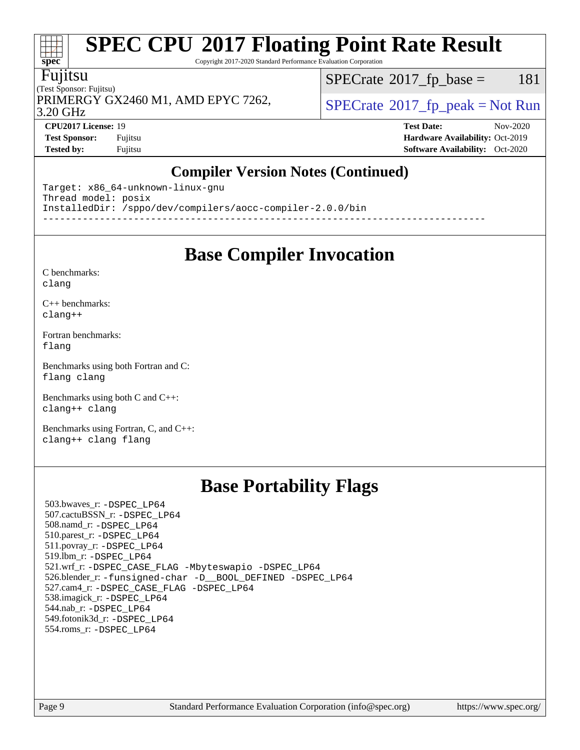## Compiler Version Notes (Continued)

```
Target: x86_64-unknown-linux-gnu
Thread model: posix
InstalledDir: /sppo/dev/compilers/aocc-compiler-2.0.0/bin
------------------------------------------------------------------------------
```

## Base Compiler Invocation

C benchmarks:
`clang`

C++ benchmarks:
`clang++`

Fortran benchmarks:
`flang`

Benchmarks using both Fortran and C:
`flang clang`

Benchmarks using both C and C++:
`clang++ clang`

Benchmarks using Fortran, C, and C++:
`clang++ clang flang`

## Base Portability Flags

503.bwaves_r: `-DSPEC_LP64`
507.cactuBSSN_r: `-DSPEC_LP64`
508.namd_r: `-DSPEC_LP64`
510.parest_r: `-DSPEC_LP64`
511.povray_r: `-DSPEC_LP64`
519.lbm_r: `-DSPEC_LP64`
521.wrf_r: `-DSPEC_CASE_FLAG -Mbyteswapio -DSPEC_LP64`
526.blender_r: `-funsigned-char -D__BOOL_DEFINED -DSPEC_LP64`
527.cam4_r: `-DSPEC_CASE_FLAG -DSPEC_LP64`
538.imagick_r: `-DSPEC_LP64`
544.nab_r: `-DSPEC_LP64`
549.fotonik3d_r: `-DSPEC_LP64`
554.roms_r: `-DSPEC_LP64`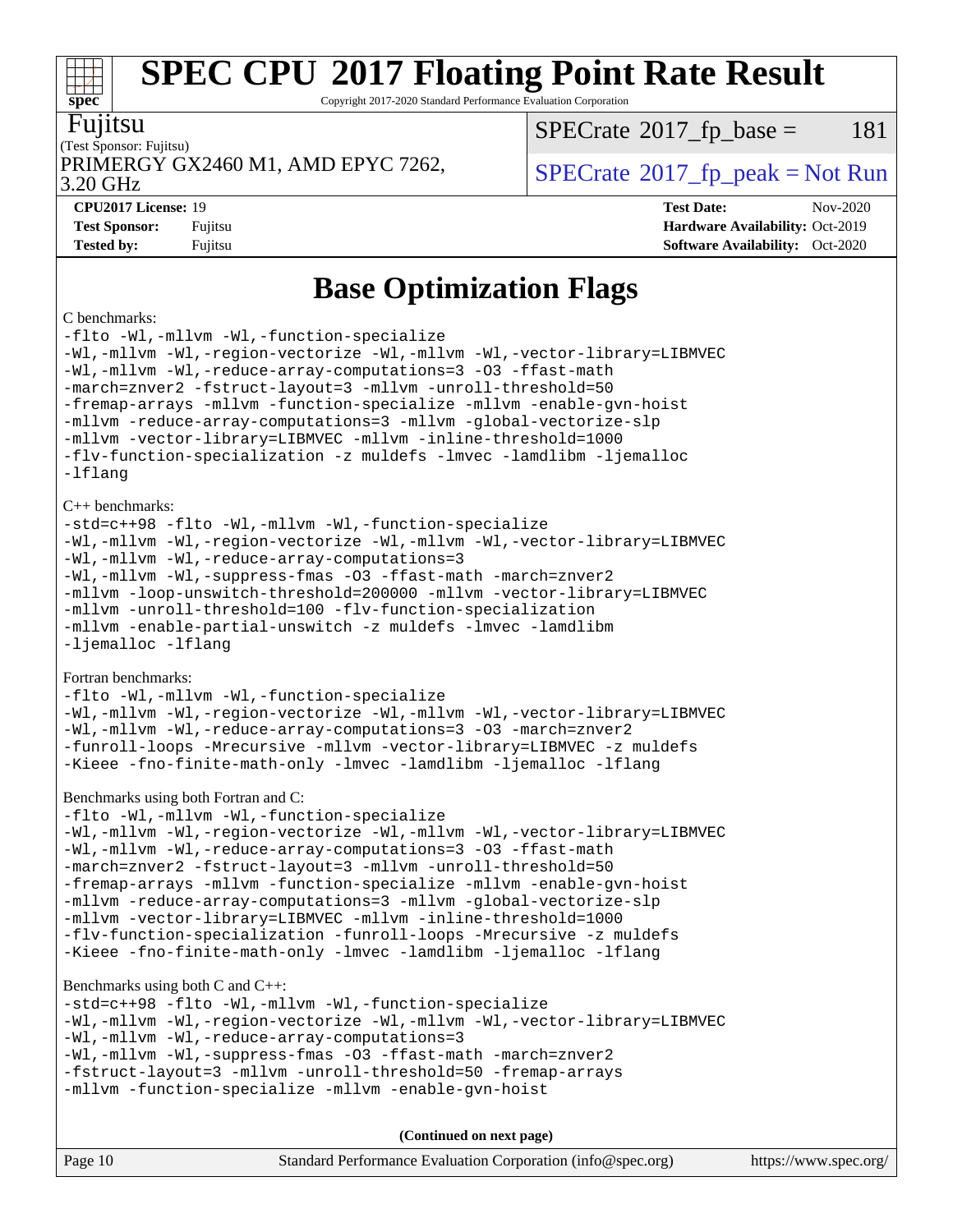# SPEC CPU 2017 Floating Point Rate Result

Copyright 2017-2020 Standard Performance Evaluation Corporation

Fujitsu
(Test Sponsor: Fujitsu)
PRIMERGY GX2460 M1, AMD EPYC 7262, 3.20 GHz

SPECrate 2017_fp_base = 181

SPECrate 2017_fp_peak = Not Run

**CPU2017 License:** 19
**Test Sponsor:** Fujitsu
**Tested by:** Fujitsu

**Test Date:** Nov-2020
**Hardware Availability:** Oct-2019
**Software Availability:** Oct-2020

## Base Optimization Flags

C benchmarks:

```
-flto -Wl,-mllvm -Wl,-function-specialize
-Wl,-mllvm -Wl,-region-vectorize -Wl,-mllvm -Wl,-vector-library=LIBMVEC
-Wl,-mllvm -Wl,-reduce-array-computations=3 -O3 -ffast-math
-march=znver2 -fstruct-layout=3 -mllvm -unroll-threshold=50
-fremap-arrays -mllvm -function-specialize -mllvm -enable-gvn-hoist
-mllvm -reduce-array-computations=3 -mllvm -global-vectorize-slp
-mllvm -vector-library=LIBMVEC -mllvm -inline-threshold=1000
-flv-function-specialization -z muldefs -lmvec -lamdlibm -ljemalloc
-lflang
```

C++ benchmarks:

```
-std=c++98 -flto -Wl,-mllvm -Wl,-function-specialize
-Wl,-mllvm -Wl,-region-vectorize -Wl,-mllvm -Wl,-vector-library=LIBMVEC
-Wl,-mllvm -Wl,-reduce-array-computations=3
-Wl,-mllvm -Wl,-suppress-fmas -O3 -ffast-math -march=znver2
-mllvm -loop-unswitch-threshold=200000 -mllvm -vector-library=LIBMVEC
-mllvm -unroll-threshold=100 -flv-function-specialization
-mllvm -enable-partial-unswitch -z muldefs -lmvec -lamdlibm
-ljemalloc -lflang
```

Fortran benchmarks:

```
-flto -Wl,-mllvm -Wl,-function-specialize
-Wl,-mllvm -Wl,-region-vectorize -Wl,-mllvm -Wl,-vector-library=LIBMVEC
-Wl,-mllvm -Wl,-reduce-array-computations=3 -O3 -march=znver2
-funroll-loops -Mrecursive -mllvm -vector-library=LIBMVEC -z muldefs
-Kieee -fno-finite-math-only -lmvec -lamdlibm -ljemalloc -lflang
```

Benchmarks using both Fortran and C:

```
-flto -Wl,-mllvm -Wl,-function-specialize
-Wl,-mllvm -Wl,-region-vectorize -Wl,-mllvm -Wl,-vector-library=LIBMVEC
-Wl,-mllvm -Wl,-reduce-array-computations=3 -O3 -ffast-math
-march=znver2 -fstruct-layout=3 -mllvm -unroll-threshold=50
-fremap-arrays -mllvm -function-specialize -mllvm -enable-gvn-hoist
-mllvm -reduce-array-computations=3 -mllvm -global-vectorize-slp
-mllvm -vector-library=LIBMVEC -mllvm -inline-threshold=1000
-flv-function-specialization -funroll-loops -Mrecursive -z muldefs
-Kieee -fno-finite-math-only -lmvec -lamdlibm -ljemalloc -lflang
```

Benchmarks using both C and C++:

```
-std=c++98 -flto -Wl,-mllvm -Wl,-function-specialize
-Wl,-mllvm -Wl,-region-vectorize -Wl,-mllvm -Wl,-vector-library=LIBMVEC
-Wl,-mllvm -Wl,-reduce-array-computations=3
-Wl,-mllvm -Wl,-suppress-fmas -O3 -ffast-math -march=znver2
-fstruct-layout=3 -mllvm -unroll-threshold=50 -fremap-arrays
-mllvm -function-specialize -mllvm -enable-gvn-hoist
```

**(Continued on next page)**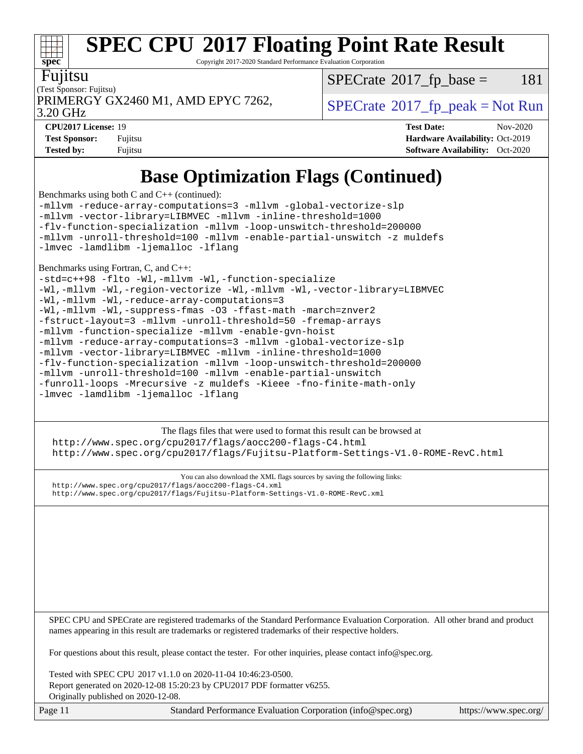# SPEC CPU 2017 Floating Point Rate Result

Copyright 2017-2020 Standard Performance Evaluation Corporation

Fujitsu
(Test Sponsor: Fujitsu)
PRIMERGY GX2460 M1, AMD EPYC 7262, 3.20 GHz

SPECrate 2017_fp_base = 181
SPECrate 2017_fp_peak = Not Run

| | | | |
|---|---|---|---|
| **CPU2017 License:** | 19 | **Test Date:** | Nov-2020 |
| **Test Sponsor:** | Fujitsu | **Hardware Availability:** | Oct-2019 |
| **Tested by:** | Fujitsu | **Software Availability:** | Oct-2020 |

## Base Optimization Flags (Continued)

Benchmarks using both C and C++ (continued):

```
-mllvm -reduce-array-computations=3 -mllvm -global-vectorize-slp
-mllvm -vector-library=LIBMVEC -mllvm -inline-threshold=1000
-flv-function-specialization -mllvm -loop-unswitch-threshold=200000
-mllvm -unroll-threshold=100 -mllvm -enable-partial-unswitch -z muldefs
-lmvec -lamdlibm -ljemalloc -lflang
```

Benchmarks using Fortran, C, and C++:

```
-std=c++98 -flto -Wl,-mllvm -Wl,-function-specialize
-Wl,-mllvm -Wl,-region-vectorize -Wl,-mllvm -Wl,-vector-library=LIBMVEC
-Wl,-mllvm -Wl,-reduce-array-computations=3
-Wl,-mllvm -Wl,-suppress-fmas -O3 -ffast-math -march=znver2
-fstruct-layout=3 -mllvm -unroll-threshold=50 -fremap-arrays
-mllvm -function-specialize -mllvm -enable-gvn-hoist
-mllvm -reduce-array-computations=3 -mllvm -global-vectorize-slp
-mllvm -vector-library=LIBMVEC -mllvm -inline-threshold=1000
-flv-function-specialization -mllvm -loop-unswitch-threshold=200000
-mllvm -unroll-threshold=100 -mllvm -enable-partial-unswitch
-funroll-loops -Mrecursive -z muldefs -Kieee -fno-finite-math-only
-lmvec -lamdlibm -ljemalloc -lflang
```

The flags files that were used to format this result can be browsed at
http://www.spec.org/cpu2017/flags/aocc200-flags-C4.html
http://www.spec.org/cpu2017/flags/Fujitsu-Platform-Settings-V1.0-ROME-RevC.html

You can also download the XML flags sources by saving the following links:
http://www.spec.org/cpu2017/flags/aocc200-flags-C4.xml
http://www.spec.org/cpu2017/flags/Fujitsu-Platform-Settings-V1.0-ROME-RevC.xml

SPEC CPU and SPECrate are registered trademarks of the Standard Performance Evaluation Corporation. All other brand and product names appearing in this result are trademarks or registered trademarks of their respective holders.

For questions about this result, please contact the tester. For other inquiries, please contact info@spec.org.

Tested with SPEC CPU 2017 v1.1.0 on 2020-11-04 10:46:23-0500.
Report generated on 2020-12-08 15:20:23 by CPU2017 PDF formatter v6255.
Originally published on 2020-12-08.